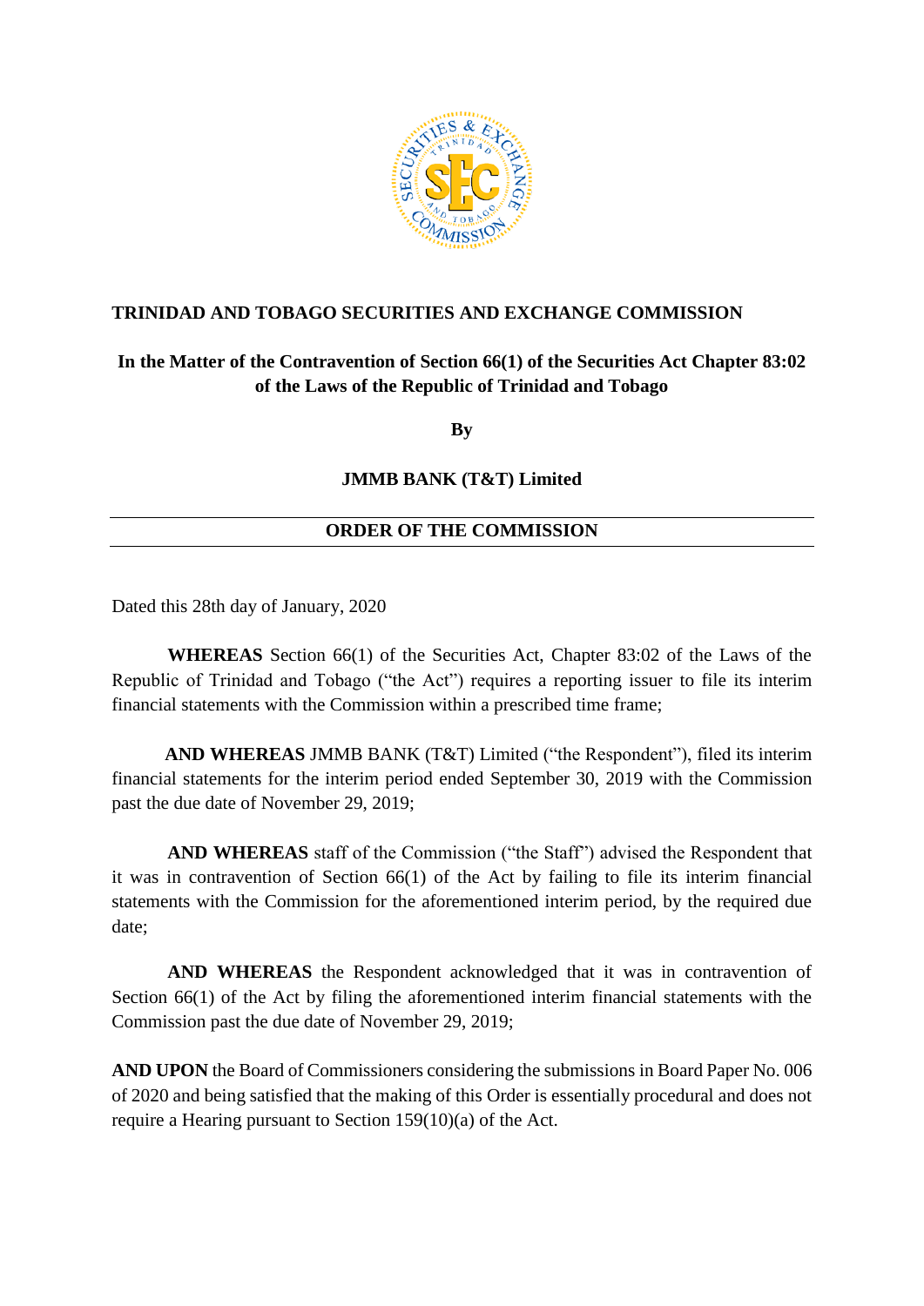**TRINIDAD AND TOBAGO SECURITIES AND EXCHANGE COMMISSION**

**In the Matter of the Contravention of Section 66(1) of the Securities Act Chapter 83:02 of the Laws of the Republic of Trinidad and Tobago**

**By**

**JMMB BANK (T&T) Limited**

---

**ORDER OF THE COMMISSION**

---

Dated this 28th day of January, 2020

**WHEREAS** Section 66(1) of the Securities Act, Chapter 83:02 of the Laws of the Republic of Trinidad and Tobago ("the Act") requires a reporting issuer to file its interim financial statements with the Commission within a prescribed time frame;

**AND WHEREAS** JMMB BANK (T&T) Limited ("the Respondent"), filed its interim financial statements for the interim period ended September 30, 2019 with the Commission past the due date of November 29, 2019;

**AND WHEREAS** staff of the Commission ("the Staff") advised the Respondent that it was in contravention of Section 66(1) of the Act by failing to file its interim financial statements with the Commission for the aforementioned interim period, by the required due date;

**AND WHEREAS** the Respondent acknowledged that it was in contravention of Section 66(1) of the Act by filing the aforementioned interim financial statements with the Commission past the due date of November 29, 2019;

**AND UPON** the Board of Commissioners considering the submissions in Board Paper No. 006 of 2020 and being satisfied that the making of this Order is essentially procedural and does not require a Hearing pursuant to Section 159(10)(a) of the Act.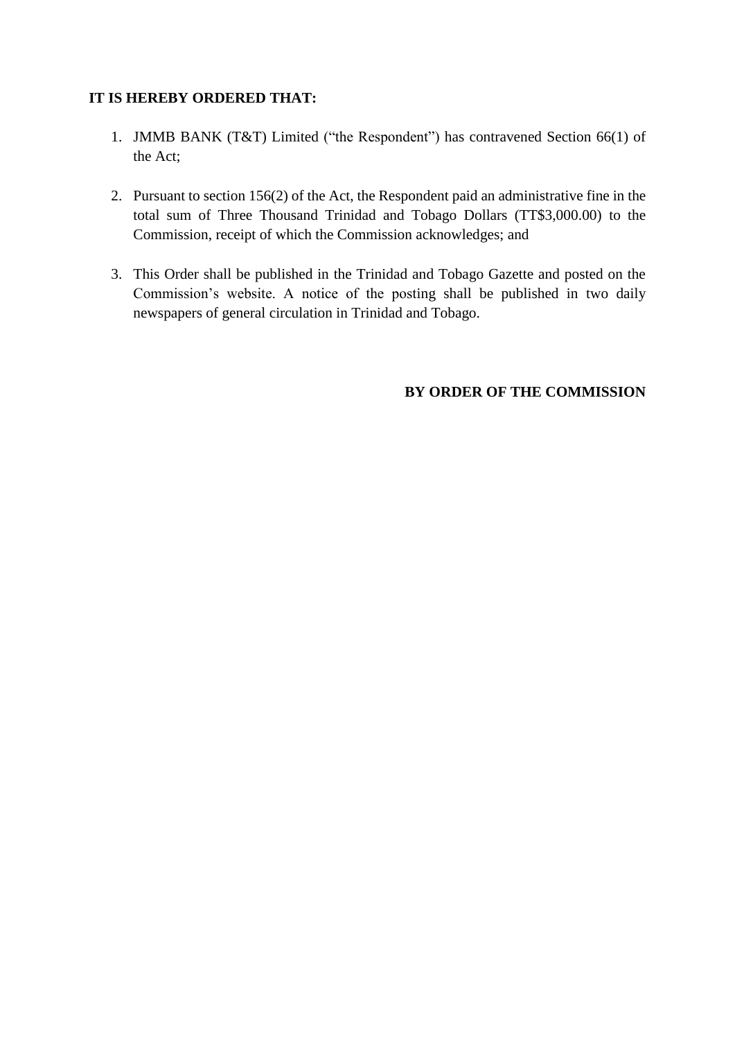**IT IS HEREBY ORDERED THAT:**

1. JMMB BANK (T&T) Limited ("the Respondent") has contravened Section 66(1) of the Act;

2. Pursuant to section 156(2) of the Act, the Respondent paid an administrative fine in the total sum of Three Thousand Trinidad and Tobago Dollars (TT$3,000.00) to the Commission, receipt of which the Commission acknowledges; and

3. This Order shall be published in the Trinidad and Tobago Gazette and posted on the Commission's website. A notice of the posting shall be published in two daily newspapers of general circulation in Trinidad and Tobago.

**BY ORDER OF THE COMMISSION**